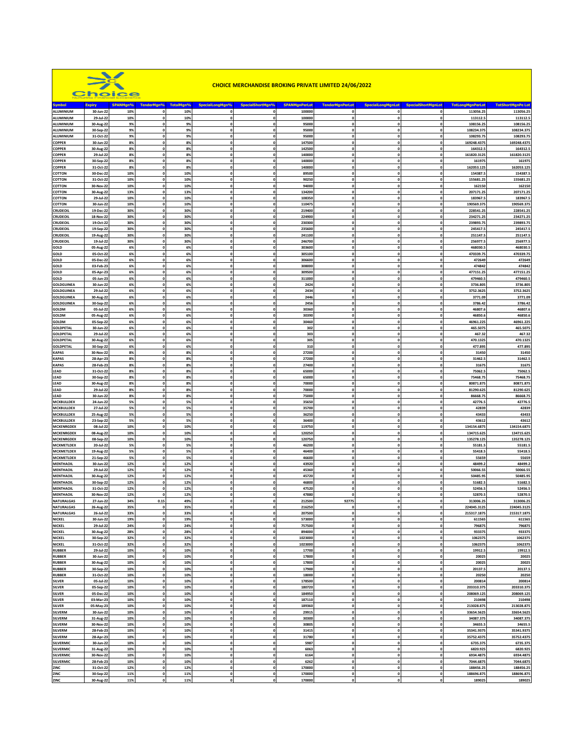# CHOICE MERCHANDISE BROKING PRIVATE LIMITED 24/06/2022

| Symbol | Expiry | SPANMgn% | TenderMgn% | TotalMgn% | SpecialLongMgn% | SpecialShortMgn% | SPANMgnPerLot | TenderMgnPerLot | SpecialLongMgnLot | SpecialShortMgnLot | TotLongMgnPerLot | TotShortMgnPe Lot |
|---|---|---|---|---|---|---|---|---|---|---|---|---|
| ALUMINIUM | 30-Jun-22 | 10% | 0 | 10% | 0 | 0 | 100000 | 0 | 0 | 0 | 113056.25 | 113056.25 |
| ALUMINIUM | 29-Jul-22 | 10% | 0 | 10% | 0 | 0 | 100000 | 0 | 0 | 0 | 113112.5 | 113112.5 |
| ALUMINIUM | 30-Aug-22 | 9% | 0 | 9% | 0 | 0 | 95000 | 0 | 0 | 0 | 108156.25 | 108156.25 |
| ALUMINIUM | 30-Sep-22 | 9% | 0 | 9% | 0 | 0 | 95000 | 0 | 0 | 0 | 108234.375 | 108234.375 |
| ALUMINIUM | 31-Oct-22 | 9% | 0 | 9% | 0 | 0 | 95000 | 0 | 0 | 0 | 108293.75 | 108293.75 |
| COPPER | 30-Jun-22 | 8% | 0 | 8% | 0 | 0 | 147500 | 0 | 0 | 0 | 169248.4375 | 169248.4375 |
| COPPER | 30-Aug-22 | 8% | 0 | 8% | 0 | 0 | 142500 | 0 | 0 | 0 | 164312.5 | 164312.5 |
| COPPER | 29-Jul-22 | 8% | 0 | 8% | 0 | 0 | 140000 | 0 | 0 | 0 | 161820.3125 | 161820.3125 |
| COPPER | 30-Sep-22 | 8% | 0 | 8% | 0 | 0 | 140000 | 0 | 0 | 0 | 161975 | 161975 |
| COPPER | 31-Oct-22 | 8% | 0 | 8% | 0 | 0 | 140000 | 0 | 0 | 0 | 162053.125 | 162053.125 |
| COTTON | 30-Dec-22 | 10% | 0 | 10% | 0 | 0 | 89500 | 0 | 0 | 0 | 154387.5 | 154387.5 |
| COTTON | 31-Oct-22 | 10% | 0 | 10% | 0 | 0 | 90250 | 0 | 0 | 0 | 155681.25 | 155681.25 |
| COTTON | 30-Nov-22 | 10% | 0 | 10% | 0 | 0 | 94000 | 0 | 0 | 0 | 162150 | 162150 |
| COTTON | 30-Aug-22 | 13% | 0 | 13% | 0 | 0 | 134200 | 0 | 0 | 0 | 207171.25 | 207171.25 |
| COTTON | 29-Jul-22 | 10% | 0 | 10% | 0 | 0 | 108350 | 0 | 0 | 0 | 183967.5 | 183967.5 |
| COTTON | 30-Jun-22 | 10% | 0 | 10% | 0 | 0 | 110475 | 0 | 0 | 0 | 190569.375 | 190569.375 |
| CRUDEOIL | 19-Dec-22 | 30% | 0 | 30% | 0 | 0 | 219400 | 0 | 0 | 0 | 228541.25 | 228541.25 |
| CRUDEOIL | 18-Nov-22 | 30% | 0 | 30% | 0 | 0 | 224900 | 0 | 0 | 0 | 234271.25 | 234271.25 |
| CRUDEOIL | 19-Oct-22 | 30% | 0 | 30% | 0 | 0 | 230300 | 0 | 0 | 0 | 239893.75 | 239893.75 |
| CRUDEOIL | 19-Sep-22 | 30% | 0 | 30% | 0 | 0 | 235600 | 0 | 0 | 0 | 245417.5 | 245417.5 |
| CRUDEOIL | 19-Aug-22 | 30% | 0 | 30% | 0 | 0 | 241100 | 0 | 0 | 0 | 251147.5 | 251147.5 |
| CRUDEOIL | 19-Jul-22 | 30% | 0 | 30% | 0 | 0 | 246700 | 0 | 0 | 0 | 256977.5 | 256977.5 |
| GOLD | 05-Aug-22 | 6% | 0 | 6% | 0 | 0 | 303600 | 0 | 0 | 0 | 468030.5 | 468030.5 |
| GOLD | 05-Oct-22 | 6% | 0 | 6% | 0 | 0 | 305100 | 0 | 0 | 0 | 470339.75 | 470339.75 |
| GOLD | 05-Dec-22 | 6% | 0 | 6% | 0 | 0 | 306600 | 0 | 0 | 0 | 472649 | 472649 |
| GOLD | 03-Feb-23 | 6% | 0 | 6% | 0 | 0 | 308000 | 0 | 0 | 0 | 474842 | 474842 |
| GOLD | 05-Apr-23 | 6% | 0 | 6% | 0 | 0 | 309500 | 0 | 0 | 0 | 477151.25 | 477151.25 |
| GOLD | 05-Jun-23 | 6% | 0 | 6% | 0 | 0 | 311000 | 0 | 0 | 0 | 479460.5 | 479460.5 |
| GOLDGUINEA | 30-Jun-22 | 6% | 0 | 6% | 0 | 0 | 2424 | 0 | 0 | 0 | 3736.805 | 3736.805 |
| GOLDGUINEA | 29-Jul-22 | 6% | 0 | 6% | 0 | 0 | 2434 | 0 | 0 | 0 | 3752.3625 | 3752.3625 |
| GOLDGUINEA | 30-Aug-22 | 6% | 0 | 6% | 0 | 0 | 2446 | 0 | 0 | 0 | 3771.09 | 3771.09 |
| GOLDGUINEA | 30-Sep-22 | 6% | 0 | 6% | 0 | 0 | 2456 | 0 | 0 | 0 | 3786.42 | 3786.42 |
| GOLDM | 05-Jul-22 | 6% | 0 | 6% | 0 | 0 | 30360 | 0 | 0 | 0 | 46807.6 | 46807.6 |
| GOLDM | 05-Aug-22 | 6% | 0 | 6% | 0 | 0 | 30390 | 0 | 0 | 0 | 46850.6 | 46850.6 |
| GOLDM | 05-Sep-22 | 6% | 0 | 6% | 0 | 0 | 30460 | 0 | 0 | 0 | 46961.225 | 46961.225 |
| GOLDPETAL | 30-Jun-22 | 6% | 0 | 6% | 0 | 0 | 302 | 0 | 0 | 0 | 465.5075 | 465.5075 |
| GOLDPETAL | 29-Jul-22 | 6% | 0 | 6% | 0 | 0 | 303 | 0 | 0 | 0 | 467.32 | 467.32 |
| GOLDPETAL | 30-Aug-22 | 6% | 0 | 6% | 0 | 0 | 305 | 0 | 0 | 0 | 470.1325 | 470.1325 |
| GOLDPETAL | 30-Sep-22 | 6% | 0 | 6% | 0 | 0 | 310 | 0 | 0 | 0 | 477.895 | 477.895 |
| KAPAS | 30-Nov-22 | 8% | 0 | 8% | 0 | 0 | 27200 | 0 | 0 | 0 | 31450 | 31450 |
| KAPAS | 28-Apr-23 | 8% | 0 | 8% | 0 | 0 | 27200 | 0 | 0 | 0 | 31462.5 | 31462.5 |
| KAPAS | 28-Feb-23 | 8% | 0 | 8% | 0 | 0 | 27400 | 0 | 0 | 0 | 31675 | 31675 |
| LEAD | 31-Oct-22 | 8% | 0 | 8% | 0 | 0 | 65000 | 0 | 0 | 0 | 75062.5 | 75062.5 |
| LEAD | 30-Sep-22 | 8% | 0 | 8% | 0 | 0 | 65000 | 0 | 0 | 0 | 75468.75 | 75468.75 |
| LEAD | 30-Aug-22 | 8% | 0 | 8% | 0 | 0 | 70000 | 0 | 0 | 0 | 80871.875 | 80871.875 |
| LEAD | 29-Jul-22 | 8% | 0 | 8% | 0 | 0 | 70000 | 0 | 0 | 0 | 81290.625 | 81290.625 |
| LEAD | 30-Jun-22 | 8% | 0 | 8% | 0 | 0 | 75000 | 0 | 0 | 0 | 86668.75 | 86668.75 |
| MCXBULLDEX | 24-Jun-22 | 5% | 0 | 5% | 0 | 0 | 35650 | 0 | 0 | 0 | 42776.5 | 42776.5 |
| MCXBULLDEX | 27-Jul-22 | 5% | 0 | 5% | 0 | 0 | 35700 | 0 | 0 | 0 | 42839 | 42839 |
| MCXBULLDEX | 25-Aug-22 | 5% | 0 | 5% | 0 | 0 | 36250 | 0 | 0 | 0 | 43433 | 43433 |
| MCXBULLDEX | 23-Sep-22 | 5% | 0 | 5% | 0 | 0 | 36400 | 0 | 0 | 0 | 43612 | 43612 |
| MCXENRGDEX | 08-Jul-22 | 10% | 0 | 10% | 0 | 0 | 119750 | 0 | 0 | 0 | 134154.6875 | 134154.6875 |
| MCXENRGDEX | 08-Aug-22 | 10% | 0 | 10% | 0 | 0 | 120250 | 0 | 0 | 0 | 134715.625 | 134715.625 |
| MCXENRGDEX | 08-Sep-22 | 10% | 0 | 10% | 0 | 0 | 120750 | 0 | 0 | 0 | 135278.125 | 135278.125 |
| MCXMETLDEX | 20-Jul-22 | 5% | 0 | 5% | 0 | 0 | 46200 | 0 | 0 | 0 | 55181.5 | 55181.5 |
| MCXMETLDEX | 19-Aug-22 | 5% | 0 | 5% | 0 | 0 | 46400 | 0 | 0 | 0 | 55418.5 | 55418.5 |
| MCXMETLDEX | 21-Sep-22 | 5% | 0 | 5% | 0 | 0 | 46600 | 0 | 0 | 0 | 55659 | 55659 |
| MENTHAOIL | 30-Jun-22 | 12% | 0 | 12% | 0 | 0 | 43920 | 0 | 0 | 0 | 48499.2 | 48499.2 |
| MENTHAOIL | 29-Jul-22 | 12% | 0 | 12% | 0 | 0 | 45360 | 0 | 0 | 0 | 50066.55 | 50066.55 |
| MENTHAOIL | 30-Aug-22 | 12% | 0 | 12% | 0 | 0 | 45720 | 0 | 0 | 0 | 50485.95 | 50485.95 |
| MENTHAOIL | 30-Sep-22 | 12% | 0 | 12% | 0 | 0 | 46800 | 0 | 0 | 0 | 51682.5 | 51682.5 |
| MENTHAOIL | 31-Oct-22 | 12% | 0 | 12% | 0 | 0 | 47520 | 0 | 0 | 0 | 52456.5 | 52456.5 |
| MENTHAOIL | 30-Nov-22 | 12% | 0 | 12% | 0 | 0 | 47880 | 0 | 0 | 0 | 52870.5 | 52870.5 |
| NATURALGAS | 27-Jun-22 | 34% | 0.15 | 49% | 0 | 0 | 212500 | 92775 | 0 | 0 | 313006.25 | 313006.25 |
| NATURALGAS | 26-Aug-22 | 35% | 0 | 35% | 0 | 0 | 216250 | 0 | 0 | 0 | 224045.3125 | 224045.3125 |
| NATURALGAS | 26-Jul-22 | 33% | 0 | 33% | 0 | 0 | 207500 | 0 | 0 | 0 | 215317.1875 | 215317.1875 |
| NICKEL | 30-Jun-22 | 19% | 0 | 19% | 0 | 0 | 573000 | 0 | 0 | 0 | 611565 | 611565 |
| NICKEL | 29-Jul-22 | 24% | 0 | 24% | 0 | 0 | 757500 | 0 | 0 | 0 | 796875 | 796875 |
| NICKEL | 30-Aug-22 | 28% | 0 | 28% | 0 | 0 | 894000 | 0 | 0 | 0 | 933375 | 933375 |
| NICKEL | 30-Sep-22 | 32% | 0 | 32% | 0 | 0 | 1023000 | 0 | 0 | 0 | 1062375 | 1062375 |
| NICKEL | 31-Oct-22 | 32% | 0 | 32% | 0 | 0 | 1023000 | 0 | 0 | 0 | 1062375 | 1062375 |
| RUBBER | 29-Jul-22 | 10% | 0 | 10% | 0 | 0 | 17700 | 0 | 0 | 0 | 19912.5 | 19912.5 |
| RUBBER | 30-Jun-22 | 10% | 0 | 10% | 0 | 0 | 17800 | 0 | 0 | 0 | 20025 | 20025 |
| RUBBER | 30-Aug-22 | 10% | 0 | 10% | 0 | 0 | 17800 | 0 | 0 | 0 | 20025 | 20025 |
| RUBBER | 30-Sep-22 | 10% | 0 | 10% | 0 | 0 | 17900 | 0 | 0 | 0 | 20137.5 | 20137.5 |
| RUBBER | 31-Oct-22 | 10% | 0 | 10% | 0 | 0 | 18000 | 0 | 0 | 0 | 20250 | 20250 |
| SILVER | 05-Jul-22 | 10% | 0 | 10% | 0 | 0 | 178500 | 0 | 0 | 0 | 200814 | 200814 |
| SILVER | 05-Sep-22 | 10% | 0 | 10% | 0 | 0 | 180720 | 0 | 0 | 0 | 203310.375 | 203310.375 |
| SILVER | 05-Dec-22 | 10% | 0 | 10% | 0 | 0 | 184950 | 0 | 0 | 0 | 208069.125 | 208069.125 |
| SILVER | 03-Mar-23 | 10% | 0 | 10% | 0 | 0 | 187110 | 0 | 0 | 0 | 210498 | 210498 |
| SILVER | 05-May-23 | 10% | 0 | 10% | 0 | 0 | 189360 | 0 | 0 | 0 | 213028.875 | 213028.875 |
| SILVERM | 30-Jun-22 | 10% | 0 | 10% | 0 | 0 | 29915 | 0 | 0 | 0 | 33654.5625 | 33654.5625 |
| SILVERM | 31-Aug-22 | 10% | 0 | 10% | 0 | 0 | 30300 | 0 | 0 | 0 | 34087.375 | 34087.375 |
| SILVERM | 30-Nov-22 | 10% | 0 | 10% | 0 | 0 | 30805 | 0 | 0 | 0 | 34655.5 | 34655.5 |
| SILVERM | 28-Feb-23 | 10% | 0 | 10% | 0 | 0 | 31415 | 0 | 0 | 0 | 35341.9375 | 35341.9375 |
| SILVERM | 28-Apr-23 | 10% | 0 | 10% | 0 | 0 | 31780 | 0 | 0 | 0 | 35752.4375 | 35752.4375 |
| SILVERMIC | 30-Jun-22 | 10% | 0 | 10% | 0 | 0 | 5987 | 0 | 0 | 0 | 6735.375 | 6735.375 |
| SILVERMIC | 31-Aug-22 | 10% | 0 | 10% | 0 | 0 | 6063 | 0 | 0 | 0 | 6820.925 | 6820.925 |
| SILVERMIC | 30-Nov-22 | 10% | 0 | 10% | 0 | 0 | 6164 | 0 | 0 | 0 | 6934.4875 | 6934.4875 |
| SILVERMIC | 28-Feb-23 | 10% | 0 | 10% | 0 | 0 | 6262 | 0 | 0 | 0 | 7044.6875 | 7044.6875 |
| ZINC | 31-Oct-22 | 12% | 0 | 12% | 0 | 0 | 170000 | 0 | 0 | 0 | 188456.25 | 188456.25 |
| ZINC | 30-Sep-22 | 11% | 0 | 11% | 0 | 0 | 170000 | 0 | 0 | 0 | 188696.875 | 188696.875 |
| ZINC | 30-Aug-22 | 11% | 0 | 11% | 0 | 0 | 170000 | 0 | 0 | 0 | 189025 | 189025 |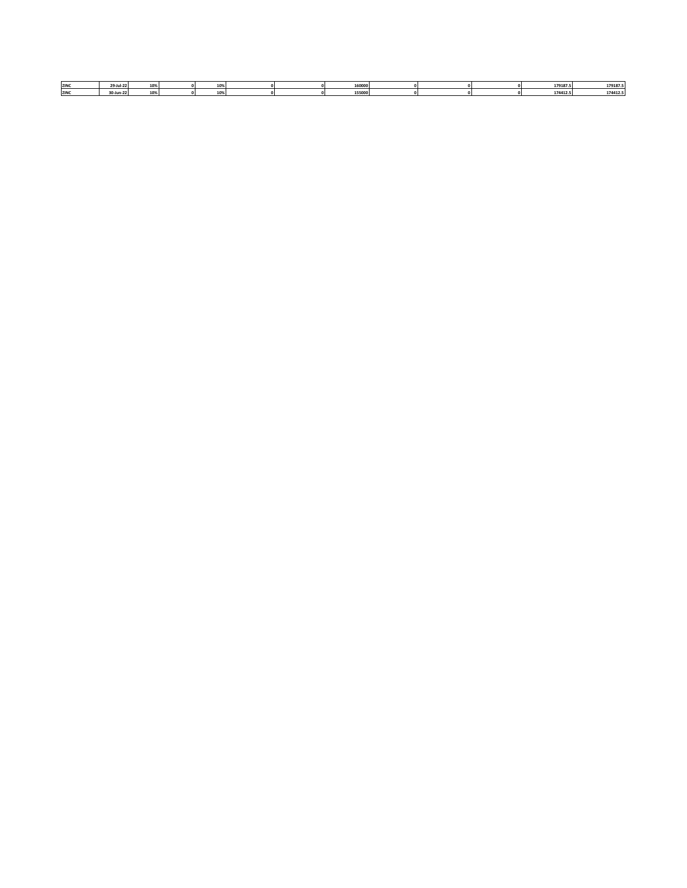| | | | | | | | | | | | | |
|---|---|---|---|---|---|---|---|---|---|---|---|---|
| ZINC | 29-Jul-22 | 10% | 0 | 10% | 0 | 0 | 160000 | 0 | 0 | 0 | 179187.5 | 179187.5 |
| ZINC | 30-Jun-22 | 10% | 0 | 10% | 0 | 0 | 155000 | 0 | 0 | 0 | 174412.5 | 174412.5 |